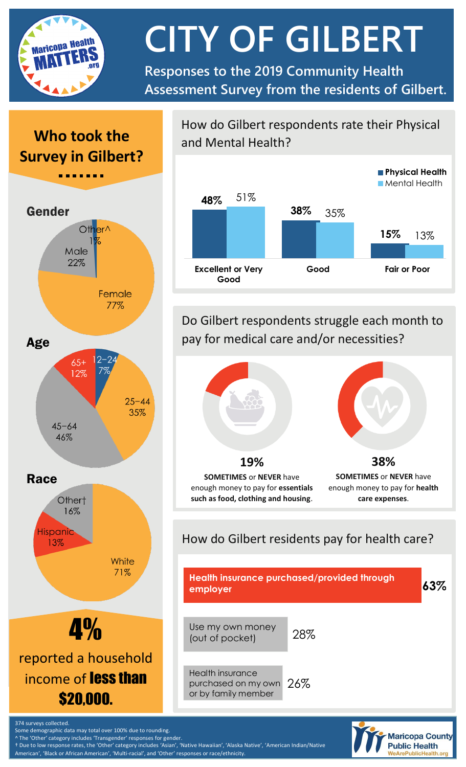# CITY OF GILBERT

**Responses to the 2019 Community Health Assessment Survey from the residents of Gilbert.**

## Who took the Survey in Gilbert?

### Gender

| Gender | Percent |
|---|---|
| Female | 77% |
| Male | 22% |
| Other^ | 1% |

### Age

| Age | Percent |
|---|---|
| 12–24 | 7% |
| 25–44 | 35% |
| 45–64 | 46% |
| 65+ | 12% |

### Race

| Race | Percent |
|---|---|
| White | 71% |
| Hispanic | 13% |
| Other† | 16% |

**4%** reported a household income of **less than $20,000.**

## How do Gilbert respondents rate their Physical and Mental Health?

| | Physical Health | Mental Health |
|---|---|---|
| Excellent or Very Good | **48%** | 51% |
| Good | **38%** | 35% |
| Fair or Poor | **15%** | 13% |

## Do Gilbert respondents struggle each month to pay for medical care and/or necessities?

**19%**
**SOMETIMES** or **NEVER** have enough money to pay for **essentials such as food, clothing and housing**.

**38%**
**SOMETIMES** or **NEVER** have enough money to pay for **health care expenses**.

## How do Gilbert residents pay for health care?

| Method | Percent |
|---|---|
| **Health insurance purchased/provided through employer** | **63%** |
| Use my own money (out of pocket) | 28% |
| Health insurance purchased on my own or by family member | 26% |

374 surveys collected.
Some demographic data may total over 100% due to rounding.
^ The 'Other' category includes 'Transgender' responses for gender.
† Due to low response rates, the 'Other' category includes 'Asian', 'Native Hawaiian', 'Alaska Native', 'American Indian/Native American', 'Black or African American', 'Multi-racial', and 'Other' responses or race/ethnicity.

Maricopa County Public Health
WeArePublicHealth.org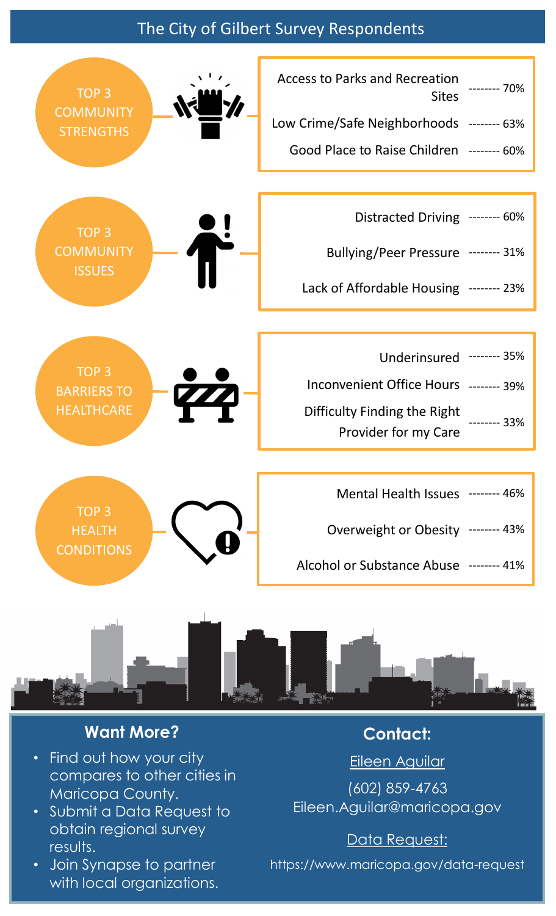# The City of Gilbert Survey Respondents

## TOP 3 COMMUNITY STRENGTHS

- Access to Parks and Recreation Sites -------- 70%
- Low Crime/Safe Neighborhoods -------- 63%
- Good Place to Raise Children -------- 60%

## TOP 3 COMMUNITY ISSUES

- Distracted Driving -------- 60%
- Bullying/Peer Pressure -------- 31%
- Lack of Affordable Housing -------- 23%

## TOP 3 BARRIERS TO HEALTHCARE

- Underinsured -------- 35%
- Inconvenient Office Hours -------- 39%
- Difficulty Finding the Right Provider for my Care -------- 33%

## TOP 3 HEALTH CONDITIONS

- Mental Health Issues -------- 46%
- Overweight or Obesity -------- 43%
- Alcohol or Substance Abuse -------- 41%

### Want More?

- Find out how your city compares to other cities in Maricopa County.
- Submit a Data Request to obtain regional survey results.
- Join Synapse to partner with local organizations.

### Contact:

Eileen Aguilar

(602) 859-4763
Eileen.Aguilar@maricopa.gov

Data Request:

https://www.maricopa.gov/data-request